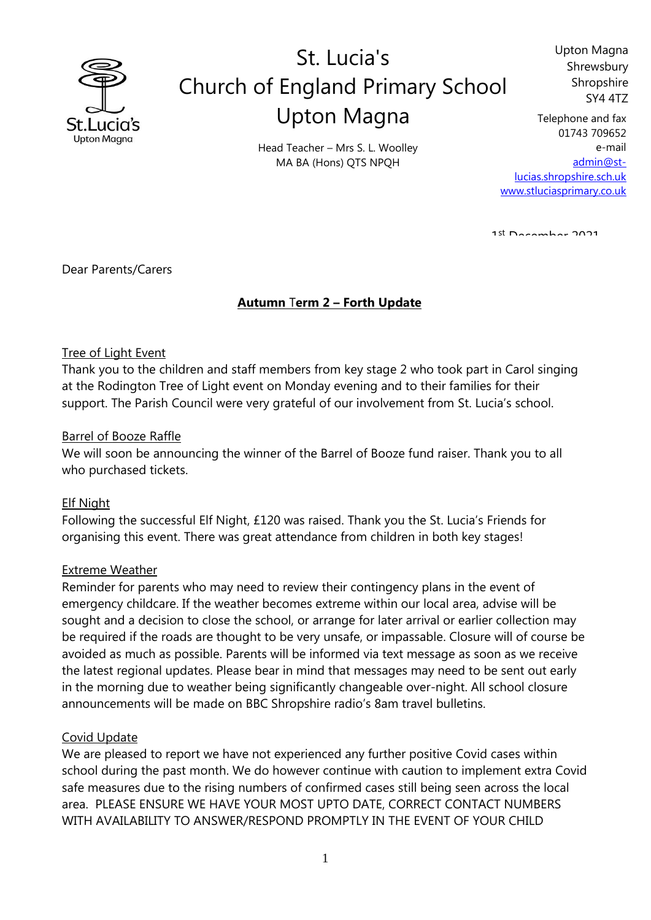# St. Lucia's Church of England Primary School Upton Magna

Head Teacher – Mrs S. L. Woolley
MA BA (Hons) QTS NPQH

Upton Magna
Shrewsbury
Shropshire
SY4 4TZ

Telephone and fax
01743 709652
e-mail
admin@st-lucias.shropshire.sch.uk
www.stluciasprimary.co.uk

1st December 2021

Dear Parents/Carers

**Autumn Term 2 – Forth Update**

Tree of Light Event

Thank you to the children and staff members from key stage 2 who took part in Carol singing at the Rodington Tree of Light event on Monday evening and to their families for their support. The Parish Council were very grateful of our involvement from St. Lucia's school.

Barrel of Booze Raffle

We will soon be announcing the winner of the Barrel of Booze fund raiser. Thank you to all who purchased tickets.

Elf Night

Following the successful Elf Night, £120 was raised. Thank you the St. Lucia's Friends for organising this event. There was great attendance from children in both key stages!

Extreme Weather

Reminder for parents who may need to review their contingency plans in the event of emergency childcare. If the weather becomes extreme within our local area, advise will be sought and a decision to close the school, or arrange for later arrival or earlier collection may be required if the roads are thought to be very unsafe, or impassable. Closure will of course be avoided as much as possible. Parents will be informed via text message as soon as we receive the latest regional updates. Please bear in mind that messages may need to be sent out early in the morning due to weather being significantly changeable over-night. All school closure announcements will be made on BBC Shropshire radio's 8am travel bulletins.

Covid Update

We are pleased to report we have not experienced any further positive Covid cases within school during the past month. We do however continue with caution to implement extra Covid safe measures due to the rising numbers of confirmed cases still being seen across the local area. PLEASE ENSURE WE HAVE YOUR MOST UPTO DATE, CORRECT CONTACT NUMBERS WITH AVAILABILITY TO ANSWER/RESPOND PROMPTLY IN THE EVENT OF YOUR CHILD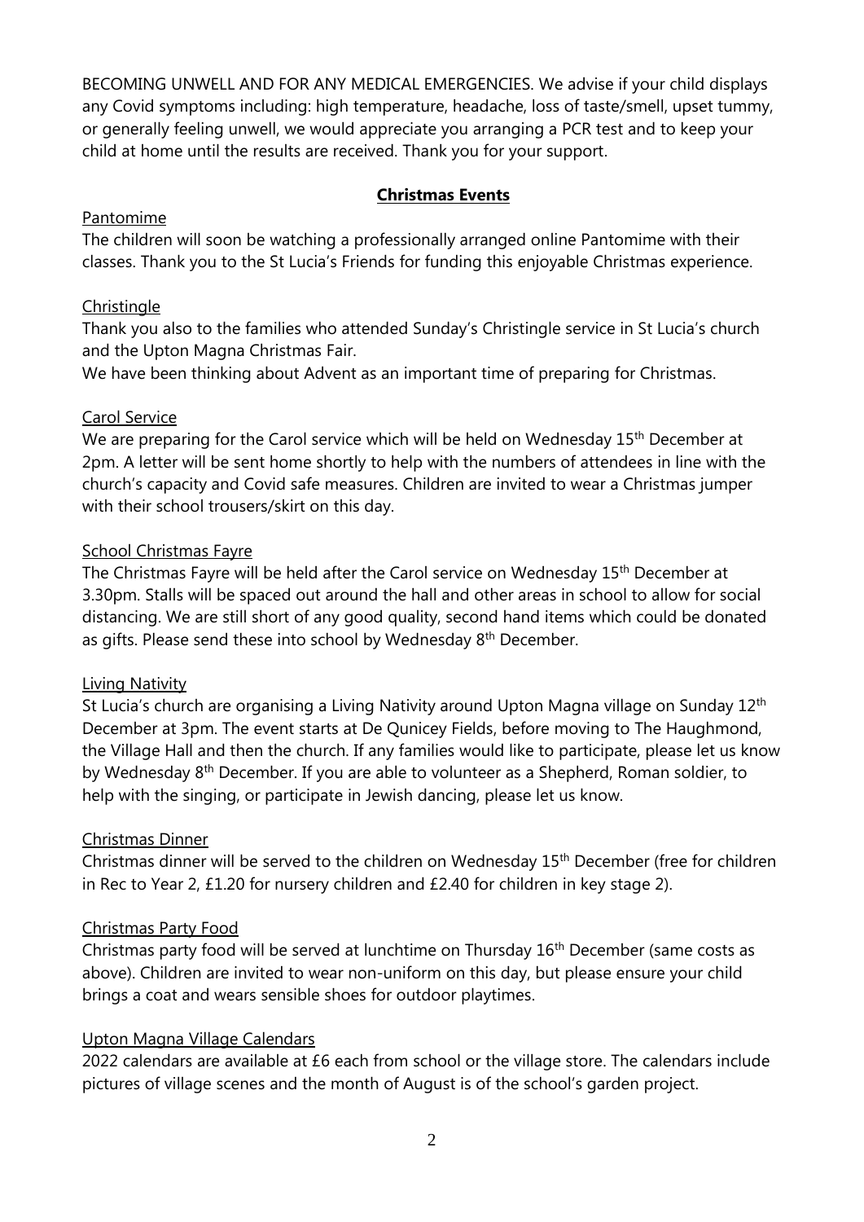BECOMING UNWELL AND FOR ANY MEDICAL EMERGENCIES. We advise if your child displays any Covid symptoms including: high temperature, headache, loss of taste/smell, upset tummy, or generally feeling unwell, we would appreciate you arranging a PCR test and to keep your child at home until the results are received. Thank you for your support.

## Christmas Events

### Pantomime

The children will soon be watching a professionally arranged online Pantomime with their classes. Thank you to the St Lucia's Friends for funding this enjoyable Christmas experience.

### Christingle

Thank you also to the families who attended Sunday's Christingle service in St Lucia's church and the Upton Magna Christmas Fair.

We have been thinking about Advent as an important time of preparing for Christmas.

### Carol Service

We are preparing for the Carol service which will be held on Wednesday 15th December at 2pm. A letter will be sent home shortly to help with the numbers of attendees in line with the church's capacity and Covid safe measures. Children are invited to wear a Christmas jumper with their school trousers/skirt on this day.

### School Christmas Fayre

The Christmas Fayre will be held after the Carol service on Wednesday 15th December at 3.30pm. Stalls will be spaced out around the hall and other areas in school to allow for social distancing. We are still short of any good quality, second hand items which could be donated as gifts. Please send these into school by Wednesday 8th December.

### Living Nativity

St Lucia's church are organising a Living Nativity around Upton Magna village on Sunday 12th December at 3pm. The event starts at De Qunicey Fields, before moving to The Haughmond, the Village Hall and then the church. If any families would like to participate, please let us know by Wednesday 8th December. If you are able to volunteer as a Shepherd, Roman soldier, to help with the singing, or participate in Jewish dancing, please let us know.

### Christmas Dinner

Christmas dinner will be served to the children on Wednesday 15th December (free for children in Rec to Year 2, £1.20 for nursery children and £2.40 for children in key stage 2).

### Christmas Party Food

Christmas party food will be served at lunchtime on Thursday 16th December (same costs as above). Children are invited to wear non-uniform on this day, but please ensure your child brings a coat and wears sensible shoes for outdoor playtimes.

### Upton Magna Village Calendars

2022 calendars are available at £6 each from school or the village store. The calendars include pictures of village scenes and the month of August is of the school's garden project.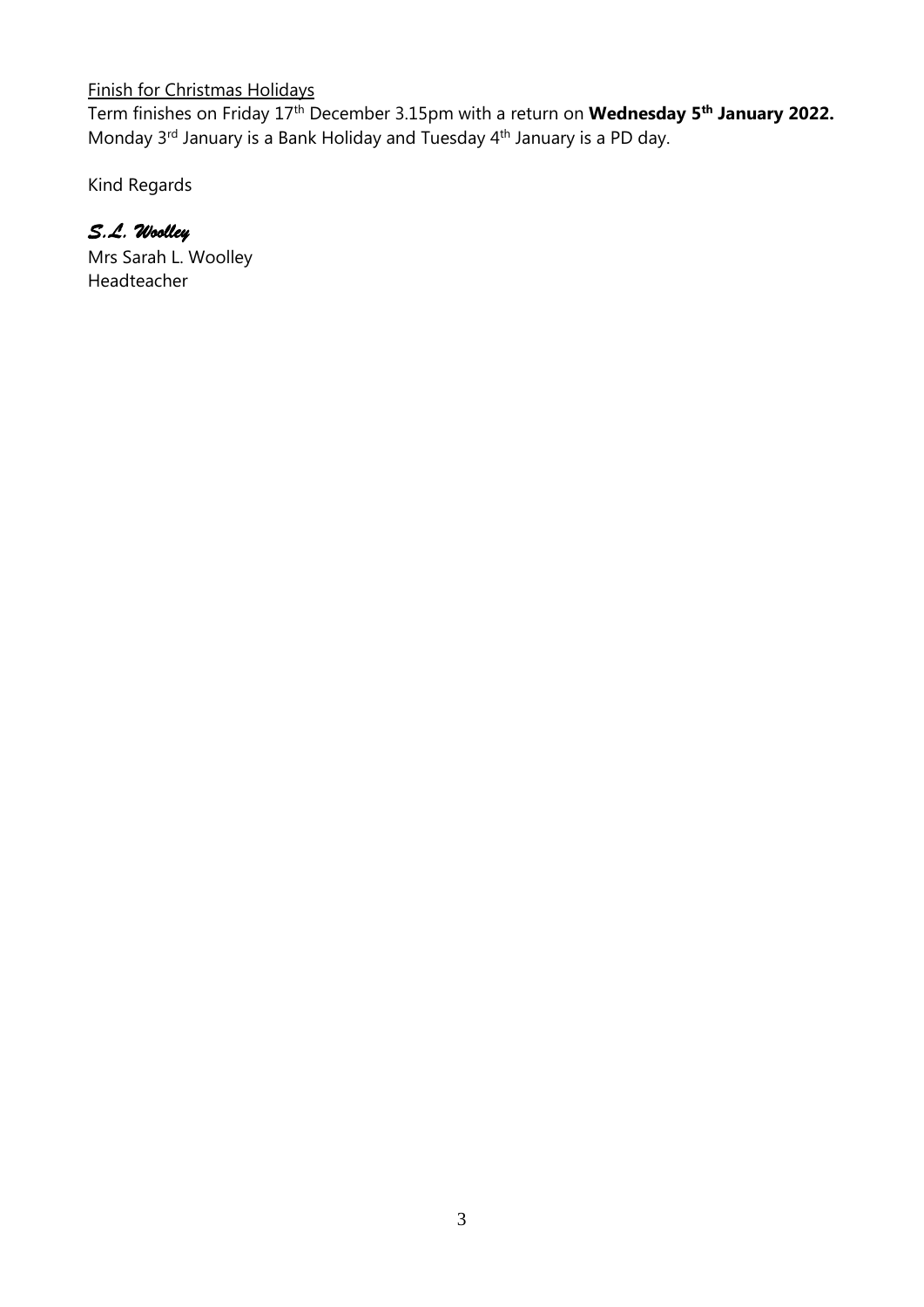Finish for Christmas Holidays

Term finishes on Friday 17th December 3.15pm with a return on **Wednesday 5th January 2022.** Monday 3rd January is a Bank Holiday and Tuesday 4th January is a PD day.

Kind Regards

*S.L. Woolley*

Mrs Sarah L. Woolley
Headteacher